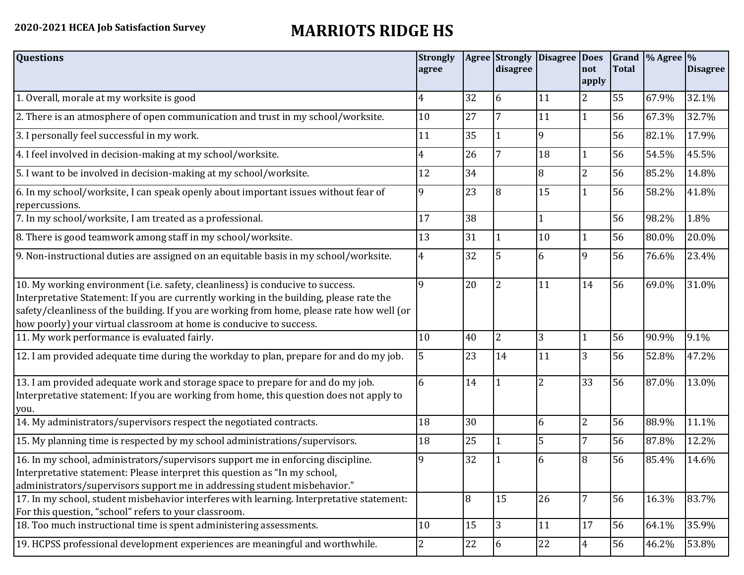**2020-2021 HCEA Job Satisfaction Survey**

# MARRIOTS RIDGE HS

| Questions | Strongly agree | Agree | Strongly disagree | Disagree | Does not apply | Grand Total | % Agree | % Disagree |
|---|---|---|---|---|---|---|---|---|
| 1. Overall, morale at my worksite is good | 4 | 32 | 6 | 11 | 2 | 55 | 67.9% | 32.1% |
| 2. There is an atmosphere of open communication and trust in my school/worksite. | 10 | 27 | 7 | 11 | 1 | 56 | 67.3% | 32.7% |
| 3. I personally feel successful in my work. | 11 | 35 | 1 | 9 | | 56 | 82.1% | 17.9% |
| 4. I feel involved in decision-making at my school/worksite. | 4 | 26 | 7 | 18 | 1 | 56 | 54.5% | 45.5% |
| 5. I want to be involved in decision-making at my school/worksite. | 12 | 34 | | 8 | 2 | 56 | 85.2% | 14.8% |
| 6. In my school/worksite, I can speak openly about important issues without fear of repercussions. | 9 | 23 | 8 | 15 | 1 | 56 | 58.2% | 41.8% |
| 7. In my school/worksite, I am treated as a professional. | 17 | 38 | | 1 | | 56 | 98.2% | 1.8% |
| 8. There is good teamwork among staff in my school/worksite. | 13 | 31 | 1 | 10 | 1 | 56 | 80.0% | 20.0% |
| 9. Non-instructional duties are assigned on an equitable basis in my school/worksite. | 4 | 32 | 5 | 6 | 9 | 56 | 76.6% | 23.4% |
| 10. My working environment (i.e. safety, cleanliness) is conducive to success. Interpretative Statement: If you are currently working in the building, please rate the safety/cleanliness of the building. If you are working from home, please rate how well (or how poorly) your virtual classroom at home is conducive to success. | 9 | 20 | 2 | 11 | 14 | 56 | 69.0% | 31.0% |
| 11. My work performance is evaluated fairly. | 10 | 40 | 2 | 3 | 1 | 56 | 90.9% | 9.1% |
| 12. I am provided adequate time during the workday to plan, prepare for and do my job. | 5 | 23 | 14 | 11 | 3 | 56 | 52.8% | 47.2% |
| 13. I am provided adequate work and storage space to prepare for and do my job. Interpretative statement: If you are working from home, this question does not apply to you. | 6 | 14 | 1 | 2 | 33 | 56 | 87.0% | 13.0% |
| 14. My administrators/supervisors respect the negotiated contracts. | 18 | 30 | | 6 | 2 | 56 | 88.9% | 11.1% |
| 15. My planning time is respected by my school administrations/supervisors. | 18 | 25 | 1 | 5 | 7 | 56 | 87.8% | 12.2% |
| 16. In my school, administrators/supervisors support me in enforcing discipline. Interpretative statement: Please interpret this question as "In my school, administrators/supervisors support me in addressing student misbehavior." | 9 | 32 | 1 | 6 | 8 | 56 | 85.4% | 14.6% |
| 17. In my school, student misbehavior interferes with learning. Interpretative statement: For this question, "school" refers to your classroom. | | 8 | 15 | 26 | 7 | 56 | 16.3% | 83.7% |
| 18. Too much instructional time is spent administering assessments. | 10 | 15 | 3 | 11 | 17 | 56 | 64.1% | 35.9% |
| 19. HCPSS professional development experiences are meaningful and worthwhile. | 2 | 22 | 6 | 22 | 4 | 56 | 46.2% | 53.8% |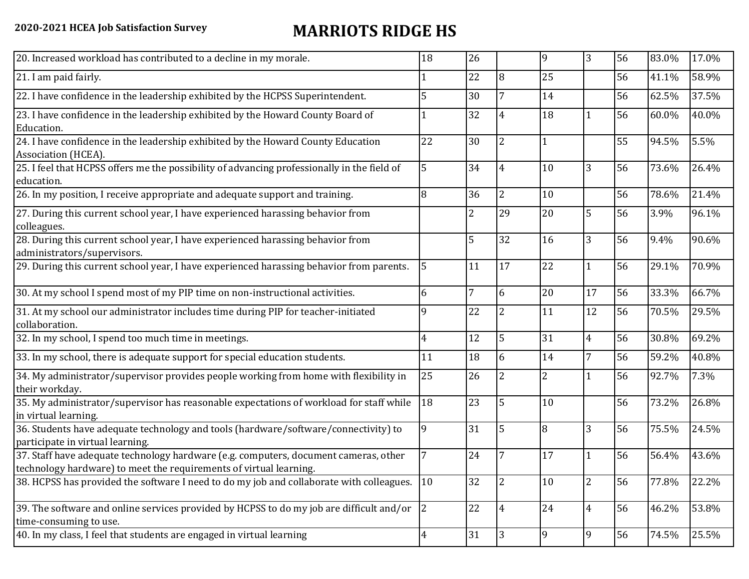**2020-2021 HCEA Job Satisfaction Survey**

# MARRIOTS RIDGE HS

| | | | | | | | | |
|---|---|---|---|---|---|---|---|---|
| 20. Increased workload has contributed to a decline in my morale. | 18 | 26 | | 9 | 3 | 56 | 83.0% | 17.0% |
| 21. I am paid fairly. | 1 | 22 | 8 | 25 | | 56 | 41.1% | 58.9% |
| 22. I have confidence in the leadership exhibited by the HCPSS Superintendent. | 5 | 30 | 7 | 14 | | 56 | 62.5% | 37.5% |
| 23. I have confidence in the leadership exhibited by the Howard County Board of Education. | 1 | 32 | 4 | 18 | 1 | 56 | 60.0% | 40.0% |
| 24. I have confidence in the leadership exhibited by the Howard County Education Association (HCEA). | 22 | 30 | 2 | 1 | | 55 | 94.5% | 5.5% |
| 25. I feel that HCPSS offers me the possibility of advancing professionally in the field of education. | 5 | 34 | 4 | 10 | 3 | 56 | 73.6% | 26.4% |
| 26. In my position, I receive appropriate and adequate support and training. | 8 | 36 | 2 | 10 | | 56 | 78.6% | 21.4% |
| 27. During this current school year, I have experienced harassing behavior from colleagues. | | 2 | 29 | 20 | 5 | 56 | 3.9% | 96.1% |
| 28. During this current school year, I have experienced harassing behavior from administrators/supervisors. | | 5 | 32 | 16 | 3 | 56 | 9.4% | 90.6% |
| 29. During this current school year, I have experienced harassing behavior from parents. | 5 | 11 | 17 | 22 | 1 | 56 | 29.1% | 70.9% |
| 30. At my school I spend most of my PIP time on non-instructional activities. | 6 | 7 | 6 | 20 | 17 | 56 | 33.3% | 66.7% |
| 31. At my school our administrator includes time during PIP for teacher-initiated collaboration. | 9 | 22 | 2 | 11 | 12 | 56 | 70.5% | 29.5% |
| 32. In my school, I spend too much time in meetings. | 4 | 12 | 5 | 31 | 4 | 56 | 30.8% | 69.2% |
| 33. In my school, there is adequate support for special education students. | 11 | 18 | 6 | 14 | 7 | 56 | 59.2% | 40.8% |
| 34. My administrator/supervisor provides people working from home with flexibility in their workday. | 25 | 26 | 2 | 2 | 1 | 56 | 92.7% | 7.3% |
| 35. My administrator/supervisor has reasonable expectations of workload for staff while in virtual learning. | 18 | 23 | 5 | 10 | | 56 | 73.2% | 26.8% |
| 36. Students have adequate technology and tools (hardware/software/connectivity) to participate in virtual learning. | 9 | 31 | 5 | 8 | 3 | 56 | 75.5% | 24.5% |
| 37. Staff have adequate technology hardware (e.g. computers, document cameras, other technology hardware) to meet the requirements of virtual learning. | 7 | 24 | 7 | 17 | 1 | 56 | 56.4% | 43.6% |
| 38. HCPSS has provided the software I need to do my job and collaborate with colleagues. | 10 | 32 | 2 | 10 | 2 | 56 | 77.8% | 22.2% |
| 39. The software and online services provided by HCPSS to do my job are difficult and/or time-consuming to use. | 2 | 22 | 4 | 24 | 4 | 56 | 46.2% | 53.8% |
| 40. In my class, I feel that students are engaged in virtual learning | 4 | 31 | 3 | 9 | 9 | 56 | 74.5% | 25.5% |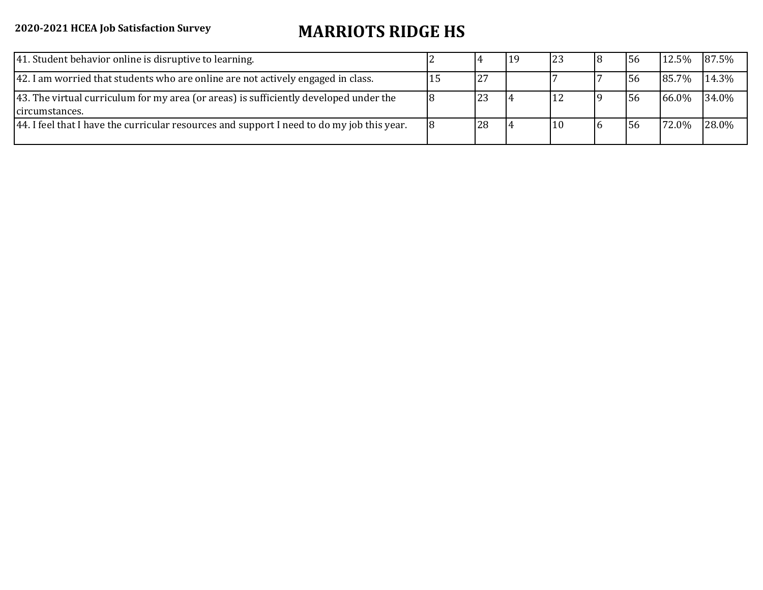2020-2021 HCEA Job Satisfaction Survey

# MARRIOTS RIDGE HS

| | | | | | | | | |
|---|---|---|---|---|---|---|---|---|
| 41. Student behavior online is disruptive to learning. | 2 | 4 | 19 | 23 | 8 | 56 | 12.5% | 87.5% |
| 42. I am worried that students who are online are not actively engaged in class. | 15 | 27 | | 7 | 7 | 56 | 85.7% | 14.3% |
| 43. The virtual curriculum for my area (or areas) is sufficiently developed under the circumstances. | 8 | 23 | 4 | 12 | 9 | 56 | 66.0% | 34.0% |
| 44. I feel that I have the curricular resources and support I need to do my job this year. | 8 | 28 | 4 | 10 | 6 | 56 | 72.0% | 28.0% |